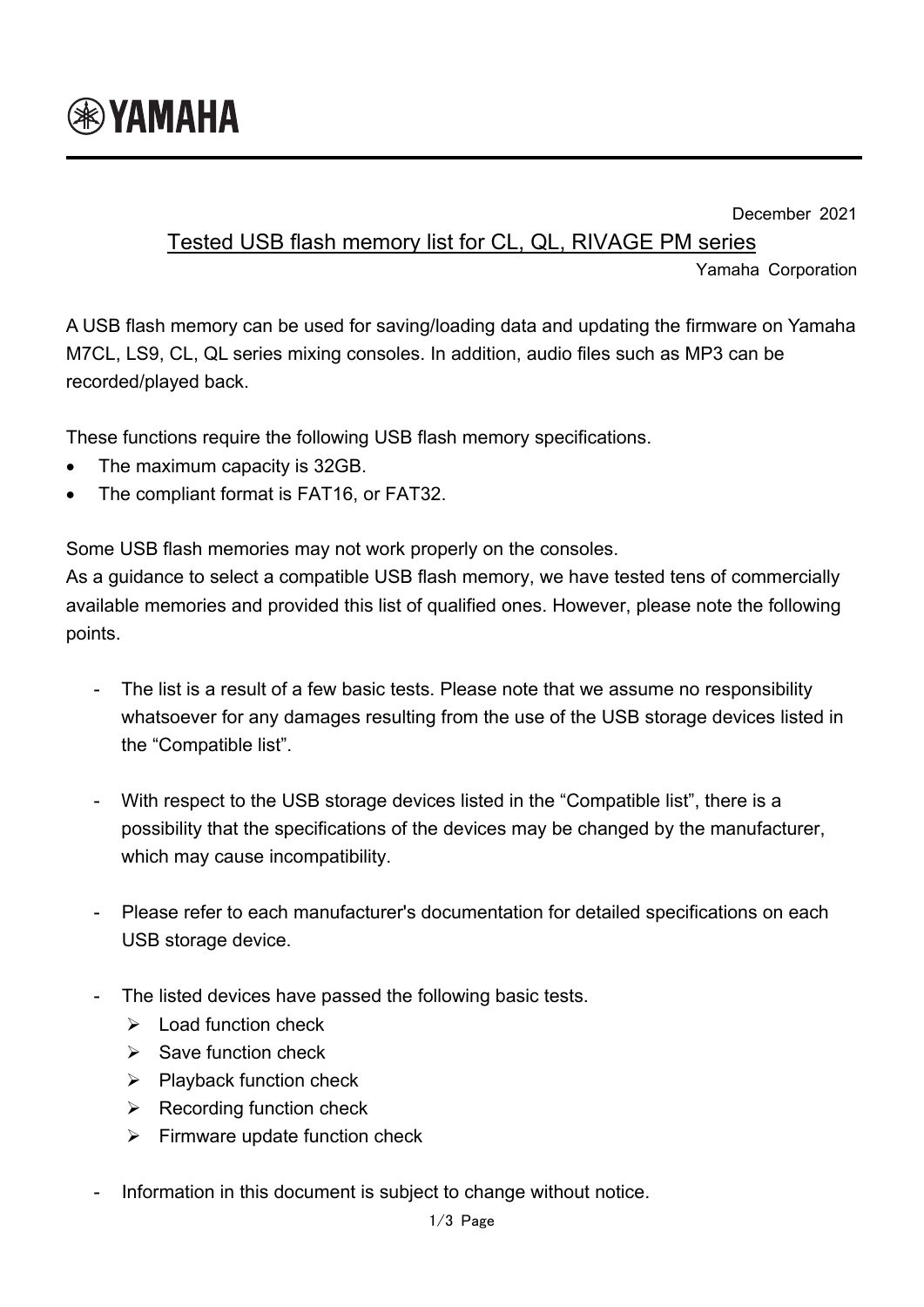YAMAHA

December 2021

# Tested USB flash memory list for CL, QL, RIVAGE PM series

Yamaha Corporation

A USB flash memory can be used for saving/loading data and updating the firmware on Yamaha M7CL, LS9, CL, QL series mixing consoles. In addition, audio files such as MP3 can be recorded/played back.

These functions require the following USB flash memory specifications.

- The maximum capacity is 32GB.
- The compliant format is FAT16, or FAT32.

Some USB flash memories may not work properly on the consoles.
As a guidance to select a compatible USB flash memory, we have tested tens of commercially available memories and provided this list of qualified ones. However, please note the following points.

- The list is a result of a few basic tests. Please note that we assume no responsibility whatsoever for any damages resulting from the use of the USB storage devices listed in the “Compatible list”.

- With respect to the USB storage devices listed in the “Compatible list”, there is a possibility that the specifications of the devices may be changed by the manufacturer, which may cause incompatibility.

- Please refer to each manufacturer's documentation for detailed specifications on each USB storage device.

- The listed devices have passed the following basic tests.
  - Load function check
  - Save function check
  - Playback function check
  - Recording function check
  - Firmware update function check

- Information in this document is subject to change without notice.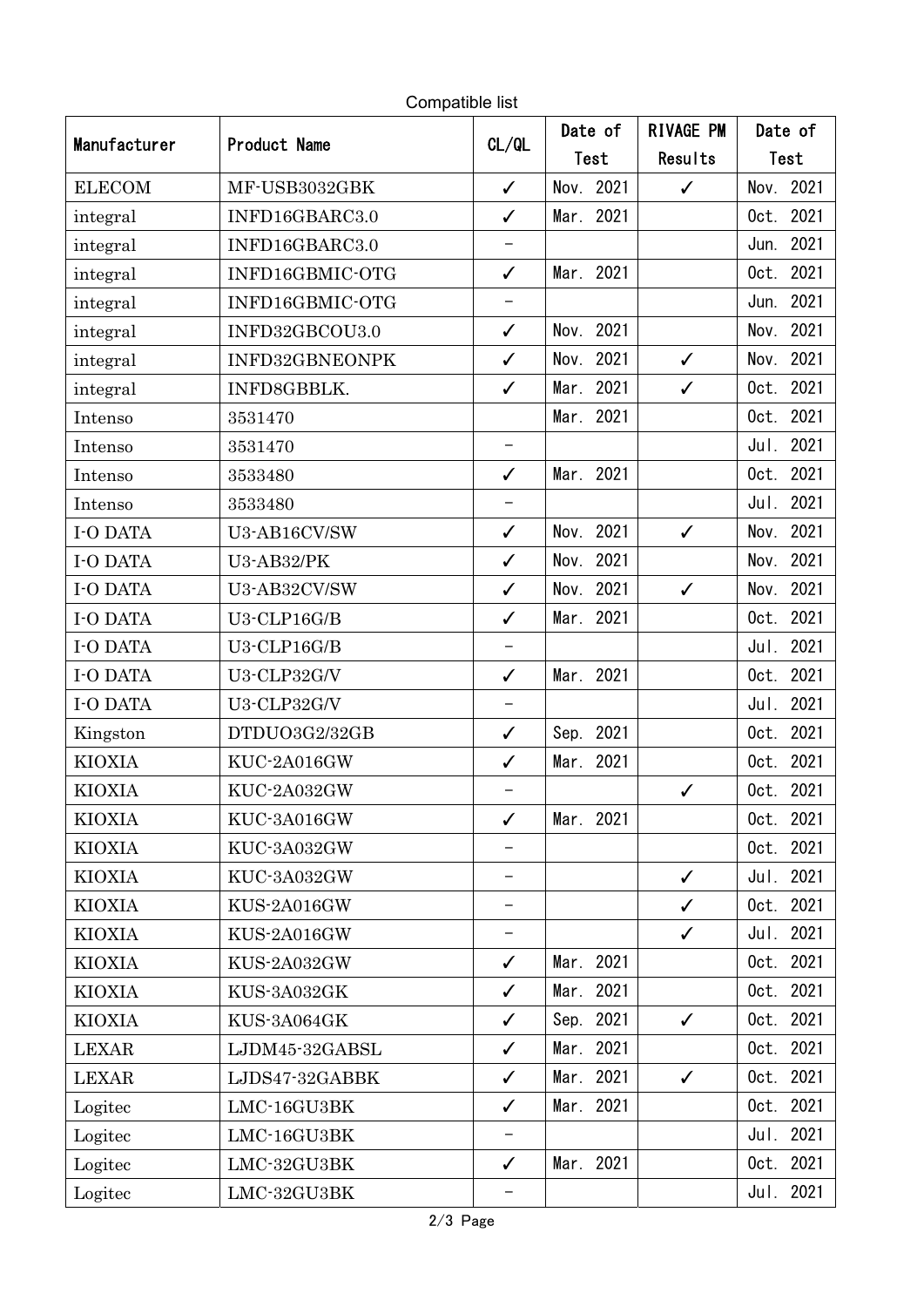Compatible list

| Manufacturer | Product Name | CL/QL | Date of Test | RIVAGE PM Results | Date of Test |
|---|---|---|---|---|---|
| ELECOM | MF-USB3032GBK | ✓ | Nov. 2021 | ✓ | Nov. 2021 |
| integral | INFD16GBARC3.0 | ✓ | Mar. 2021 | | Oct. 2021 |
| integral | INFD16GBARC3.0 | − | | | Jun. 2021 |
| integral | INFD16GBMIC-OTG | ✓ | Mar. 2021 | | Oct. 2021 |
| integral | INFD16GBMIC-OTG | − | | | Jun. 2021 |
| integral | INFD32GBCOU3.0 | ✓ | Nov. 2021 | | Nov. 2021 |
| integral | INFD32GBNEONPK | ✓ | Nov. 2021 | ✓ | Nov. 2021 |
| integral | INFD8GBBLK. | ✓ | Mar. 2021 | ✓ | Oct. 2021 |
| Intenso | 3531470 | | Mar. 2021 | | Oct. 2021 |
| Intenso | 3531470 | − | | | Jul. 2021 |
| Intenso | 3533480 | ✓ | Mar. 2021 | | Oct. 2021 |
| Intenso | 3533480 | − | | | Jul. 2021 |
| I-O DATA | U3-AB16CV/SW | ✓ | Nov. 2021 | ✓ | Nov. 2021 |
| I-O DATA | U3-AB32/PK | ✓ | Nov. 2021 | | Nov. 2021 |
| I-O DATA | U3-AB32CV/SW | ✓ | Nov. 2021 | ✓ | Nov. 2021 |
| I-O DATA | U3-CLP16G/B | ✓ | Mar. 2021 | | Oct. 2021 |
| I-O DATA | U3-CLP16G/B | − | | | Jul. 2021 |
| I-O DATA | U3-CLP32G/V | ✓ | Mar. 2021 | | Oct. 2021 |
| I-O DATA | U3-CLP32G/V | − | | | Jul. 2021 |
| Kingston | DTDUO3G2/32GB | ✓ | Sep. 2021 | | Oct. 2021 |
| KIOXIA | KUC-2A016GW | ✓ | Mar. 2021 | | Oct. 2021 |
| KIOXIA | KUC-2A032GW | − | | ✓ | Oct. 2021 |
| KIOXIA | KUC-3A016GW | ✓ | Mar. 2021 | | Oct. 2021 |
| KIOXIA | KUC-3A032GW | − | | | Oct. 2021 |
| KIOXIA | KUC-3A032GW | − | | ✓ | Jul. 2021 |
| KIOXIA | KUS-2A016GW | − | | ✓ | Oct. 2021 |
| KIOXIA | KUS-2A016GW | − | | ✓ | Jul. 2021 |
| KIOXIA | KUS-2A032GW | ✓ | Mar. 2021 | | Oct. 2021 |
| KIOXIA | KUS-3A032GK | ✓ | Mar. 2021 | | Oct. 2021 |
| KIOXIA | KUS-3A064GK | ✓ | Sep. 2021 | ✓ | Oct. 2021 |
| LEXAR | LJDM45-32GABSL | ✓ | Mar. 2021 | | Oct. 2021 |
| LEXAR | LJDS47-32GABBK | ✓ | Mar. 2021 | ✓ | Oct. 2021 |
| Logitec | LMC-16GU3BK | ✓ | Mar. 2021 | | Oct. 2021 |
| Logitec | LMC-16GU3BK | − | | | Jul. 2021 |
| Logitec | LMC-32GU3BK | ✓ | Mar. 2021 | | Oct. 2021 |
| Logitec | LMC-32GU3BK | − | | | Jul. 2021 |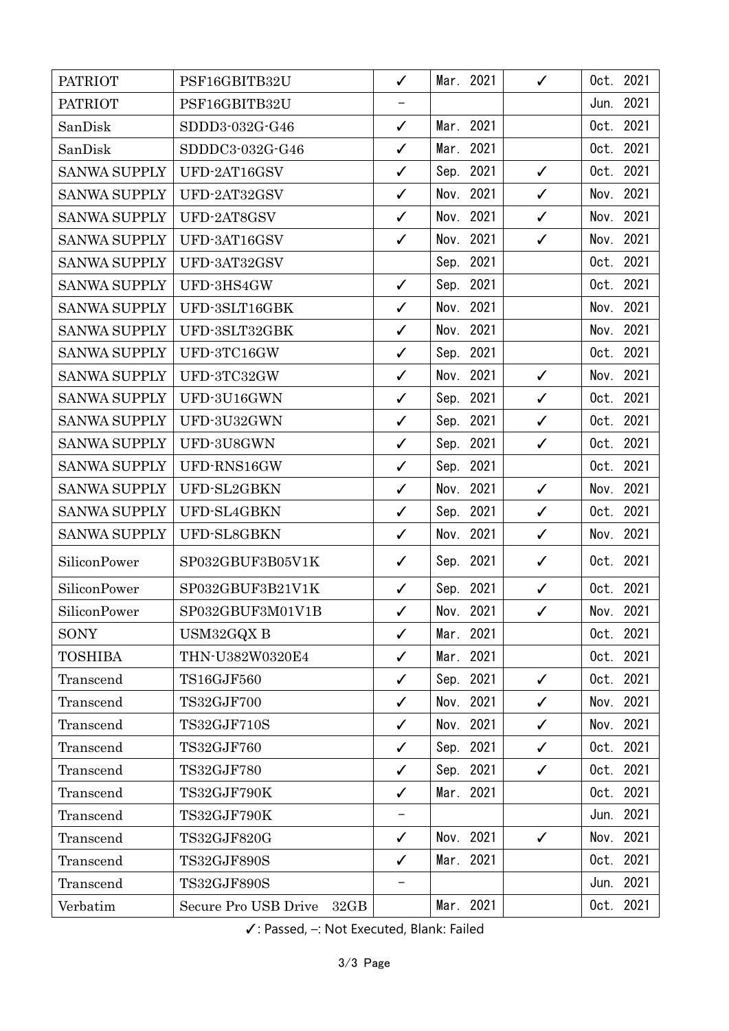| | | | | | |
|---|---|---|---|---|---|
| PATRIOT | PSF16GBITB32U | ✓ | Mar. 2021 | ✓ | Oct. 2021 |
| PATRIOT | PSF16GBITB32U | – | | | Jun. 2021 |
| SanDisk | SDDD3-032G-G46 | ✓ | Mar. 2021 | | Oct. 2021 |
| SanDisk | SDDDC3-032G-G46 | ✓ | Mar. 2021 | | Oct. 2021 |
| SANWA SUPPLY | UFD-2AT16GSV | ✓ | Sep. 2021 | ✓ | Oct. 2021 |
| SANWA SUPPLY | UFD-2AT32GSV | ✓ | Nov. 2021 | ✓ | Nov. 2021 |
| SANWA SUPPLY | UFD-2AT8GSV | ✓ | Nov. 2021 | ✓ | Nov. 2021 |
| SANWA SUPPLY | UFD-3AT16GSV | ✓ | Nov. 2021 | ✓ | Nov. 2021 |
| SANWA SUPPLY | UFD-3AT32GSV | | Sep. 2021 | | Oct. 2021 |
| SANWA SUPPLY | UFD-3HS4GW | ✓ | Sep. 2021 | | Oct. 2021 |
| SANWA SUPPLY | UFD-3SLT16GBK | ✓ | Nov. 2021 | | Nov. 2021 |
| SANWA SUPPLY | UFD-3SLT32GBK | ✓ | Nov. 2021 | | Nov. 2021 |
| SANWA SUPPLY | UFD-3TC16GW | ✓ | Sep. 2021 | | Oct. 2021 |
| SANWA SUPPLY | UFD-3TC32GW | ✓ | Nov. 2021 | ✓ | Nov. 2021 |
| SANWA SUPPLY | UFD-3U16GWN | ✓ | Sep. 2021 | ✓ | Oct. 2021 |
| SANWA SUPPLY | UFD-3U32GWN | ✓ | Sep. 2021 | ✓ | Oct. 2021 |
| SANWA SUPPLY | UFD-3U8GWN | ✓ | Sep. 2021 | ✓ | Oct. 2021 |
| SANWA SUPPLY | UFD-RNS16GW | ✓ | Sep. 2021 | | Oct. 2021 |
| SANWA SUPPLY | UFD-SL2GBKN | ✓ | Nov. 2021 | ✓ | Nov. 2021 |
| SANWA SUPPLY | UFD-SL4GBKN | ✓ | Sep. 2021 | ✓ | Oct. 2021 |
| SANWA SUPPLY | UFD-SL8GBKN | ✓ | Nov. 2021 | ✓ | Nov. 2021 |
| SiliconPower | SP032GBUF3B05V1K | ✓ | Sep. 2021 | ✓ | Oct. 2021 |
| SiliconPower | SP032GBUF3B21V1K | ✓ | Sep. 2021 | ✓ | Oct. 2021 |
| SiliconPower | SP032GBUF3M01V1B | ✓ | Nov. 2021 | ✓ | Nov. 2021 |
| SONY | USM32GQX B | ✓ | Mar. 2021 | | Oct. 2021 |
| TOSHIBA | THN-U382W0320E4 | ✓ | Mar. 2021 | | Oct. 2021 |
| Transcend | TS16GJF560 | ✓ | Sep. 2021 | ✓ | Oct. 2021 |
| Transcend | TS32GJF700 | ✓ | Nov. 2021 | ✓ | Nov. 2021 |
| Transcend | TS32GJF710S | ✓ | Nov. 2021 | ✓ | Nov. 2021 |
| Transcend | TS32GJF760 | ✓ | Sep. 2021 | ✓ | Oct. 2021 |
| Transcend | TS32GJF780 | ✓ | Sep. 2021 | ✓ | Oct. 2021 |
| Transcend | TS32GJF790K | ✓ | Mar. 2021 | | Oct. 2021 |
| Transcend | TS32GJF790K | – | | | Jun. 2021 |
| Transcend | TS32GJF820G | ✓ | Nov. 2021 | ✓ | Nov. 2021 |
| Transcend | TS32GJF890S | ✓ | Mar. 2021 | | Oct. 2021 |
| Transcend | TS32GJF890S | – | | | Jun. 2021 |
| Verbatim | Secure Pro USB Drive 32GB | | Mar. 2021 | | Oct. 2021 |

✓: Passed, –: Not Executed, Blank: Failed